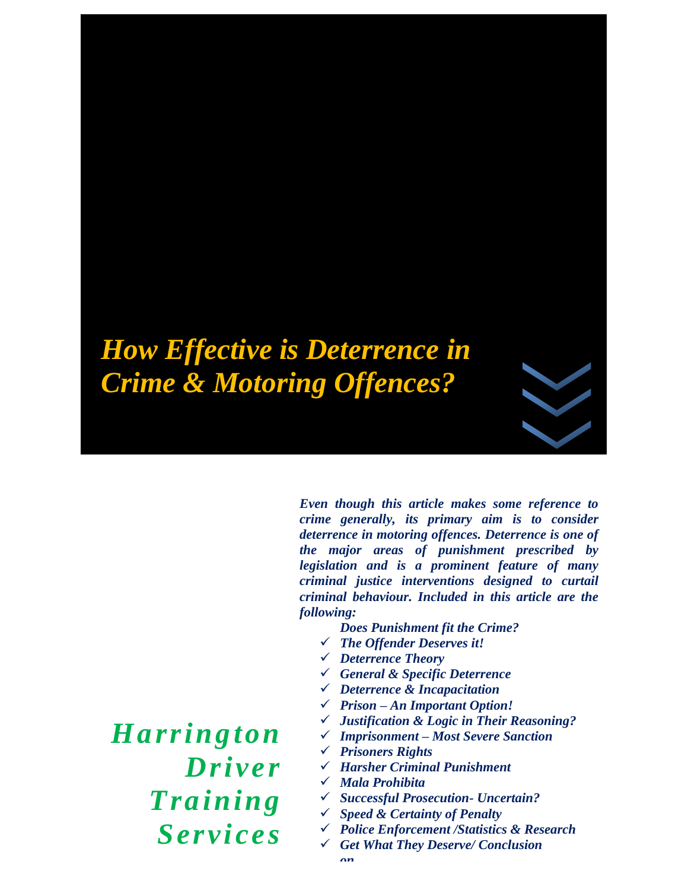# *How Effective is Deterrence in Crime & Motoring Offences?*

***Harrington Driver Training Services***

***Even though this article makes some reference to crime generally, its primary aim is to consider deterrence in motoring offences. Deterrence is one of the major areas of punishment prescribed by legislation and is a prominent feature of many criminal justice interventions designed to curtail criminal behaviour. Included in this article are the following:***

***Does Punishment fit the Crime?***

- ***The Offender Deserves it!***
- ***Deterrence Theory***
- ***General & Specific Deterrence***
- ***Deterrence & Incapacitation***
- ***Prison – An Important Option!***
- ***Justification & Logic in Their Reasoning?***
- ***Imprisonment – Most Severe Sanction***
- ***Prisoners Rights***
- ***Harsher Criminal Punishment***
- ***Mala Prohibita***
- ***Successful Prosecution- Uncertain?***
- ***Speed & Certainty of Penalty***
- ***Police Enforcement /Statistics & Research***
- ***Get What They Deserve/ Conclusion***

***on***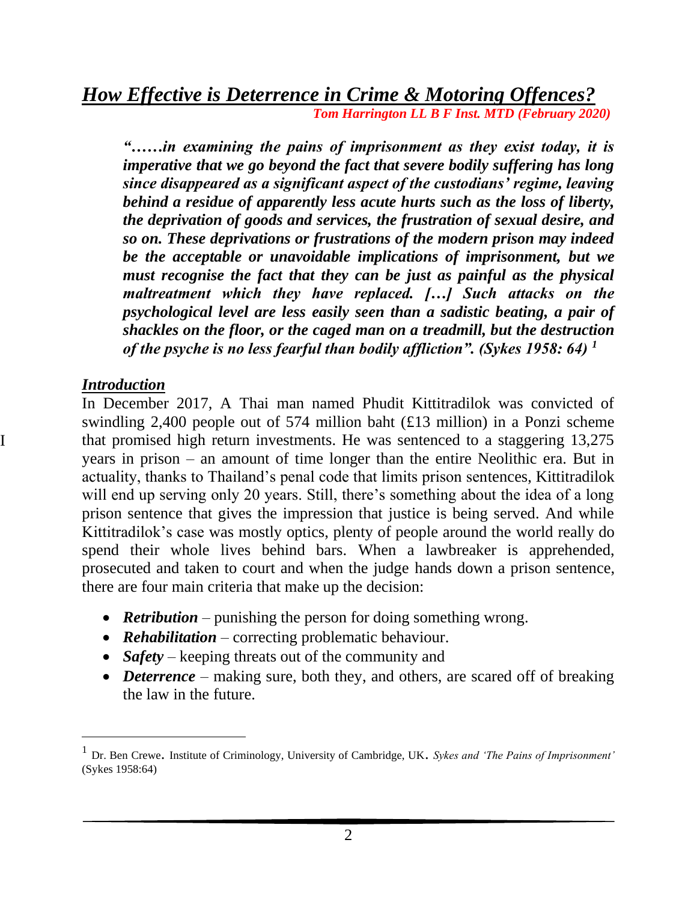# *How Effective is Deterrence in Crime & Motoring Offences?*

***Tom Harrington LL B F Inst. MTD (February 2020)***

> ***"……in examining the pains of imprisonment as they exist today, it is imperative that we go beyond the fact that severe bodily suffering has long since disappeared as a significant aspect of the custodians' regime, leaving behind a residue of apparently less acute hurts such as the loss of liberty, the deprivation of goods and services, the frustration of sexual desire, and so on. These deprivations or frustrations of the modern prison may indeed be the acceptable or unavoidable implications of imprisonment, but we must recognise the fact that they can be just as painful as the physical maltreatment which they have replaced. […] Such attacks on the psychological level are less easily seen than a sadistic beating, a pair of shackles on the floor, or the caged man on a treadmill, but the destruction of the psyche is no less fearful than bodily affliction". (Sykes 1958: 64)*** [1]

## *Introduction*

In December 2017, A Thai man named Phudit Kittitradilok was convicted of swindling 2,400 people out of 574 million baht (£13 million) in a Ponzi scheme that promised high return investments. He was sentenced to a staggering 13,275 years in prison – an amount of time longer than the entire Neolithic era. But in actuality, thanks to Thailand's penal code that limits prison sentences, Kittitradilok will end up serving only 20 years. Still, there's something about the idea of a long prison sentence that gives the impression that justice is being served. And while Kittitradilok's case was mostly optics, plenty of people around the world really do spend their whole lives behind bars. When a lawbreaker is apprehended, prosecuted and taken to court and when the judge hands down a prison sentence, there are four main criteria that make up the decision:

- ***Retribution*** – punishing the person for doing something wrong.
- ***Rehabilitation*** – correcting problematic behaviour.
- ***Safety*** – keeping threats out of the community and
- ***Deterrence*** – making sure, both they, and others, are scared off of breaking the law in the future.

---

[1] Dr. Ben Crewe. Institute of Criminology, University of Cambridge, UK. *Sykes and 'The Pains of Imprisonment'* (Sykes 1958:64)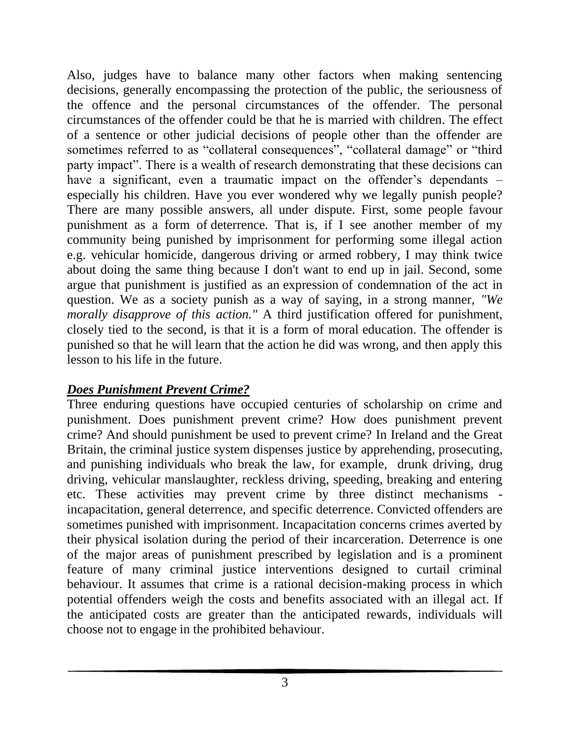Also, judges have to balance many other factors when making sentencing decisions, generally encompassing the protection of the public, the seriousness of the offence and the personal circumstances of the offender. The personal circumstances of the offender could be that he is married with children. The effect of a sentence or other judicial decisions of people other than the offender are sometimes referred to as "collateral consequences", "collateral damage" or "third party impact". There is a wealth of research demonstrating that these decisions can have a significant, even a traumatic impact on the offender's dependants – especially his children. Have you ever wondered why we legally punish people? There are many possible answers, all under dispute. First, some people favour punishment as a form of deterrence. That is, if I see another member of my community being punished by imprisonment for performing some illegal action e.g. vehicular homicide, dangerous driving or armed robbery, I may think twice about doing the same thing because I don't want to end up in jail. Second, some argue that punishment is justified as an expression of condemnation of the act in question. We as a society punish as a way of saying, in a strong manner, *"We morally disapprove of this action."* A third justification offered for punishment, closely tied to the second, is that it is a form of moral education. The offender is punished so that he will learn that the action he did was wrong, and then apply this lesson to his life in the future.

***Does Punishment Prevent Crime?***

Three enduring questions have occupied centuries of scholarship on crime and punishment. Does punishment prevent crime? How does punishment prevent crime? And should punishment be used to prevent crime? In Ireland and the Great Britain, the criminal justice system dispenses justice by apprehending, prosecuting, and punishing individuals who break the law, for example, drunk driving, drug driving, vehicular manslaughter, reckless driving, speeding, breaking and entering etc. These activities may prevent crime by three distinct mechanisms - incapacitation, general deterrence, and specific deterrence. Convicted offenders are sometimes punished with imprisonment. Incapacitation concerns crimes averted by their physical isolation during the period of their incarceration. Deterrence is one of the major areas of punishment prescribed by legislation and is a prominent feature of many criminal justice interventions designed to curtail criminal behaviour. It assumes that crime is a rational decision-making process in which potential offenders weigh the costs and benefits associated with an illegal act. If the anticipated costs are greater than the anticipated rewards, individuals will choose not to engage in the prohibited behaviour.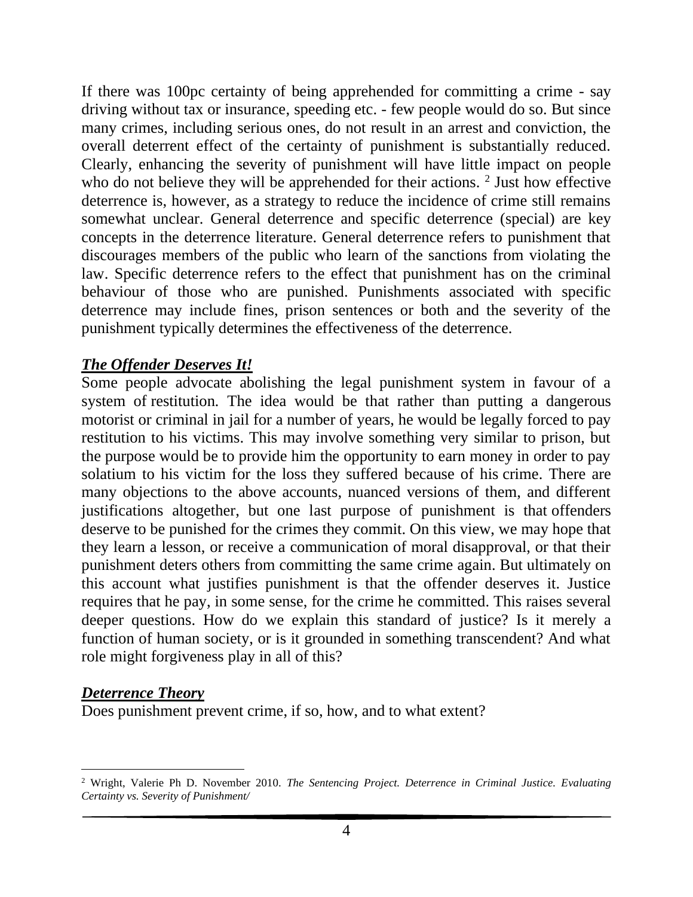If there was 100pc certainty of being apprehended for committing a crime - say driving without tax or insurance, speeding etc. - few people would do so. But since many crimes, including serious ones, do not result in an arrest and conviction, the overall deterrent effect of the certainty of punishment is substantially reduced. Clearly, enhancing the severity of punishment will have little impact on people who do not believe they will be apprehended for their actions. [2] Just how effective deterrence is, however, as a strategy to reduce the incidence of crime still remains somewhat unclear. General deterrence and specific deterrence (special) are key concepts in the deterrence literature. General deterrence refers to punishment that discourages members of the public who learn of the sanctions from violating the law. Specific deterrence refers to the effect that punishment has on the criminal behaviour of those who are punished. Punishments associated with specific deterrence may include fines, prison sentences or both and the severity of the punishment typically determines the effectiveness of the deterrence.

***The Offender Deserves It!***

Some people advocate abolishing the legal punishment system in favour of a system of restitution. The idea would be that rather than putting a dangerous motorist or criminal in jail for a number of years, he would be legally forced to pay restitution to his victims. This may involve something very similar to prison, but the purpose would be to provide him the opportunity to earn money in order to pay solatium to his victim for the loss they suffered because of his crime. There are many objections to the above accounts, nuanced versions of them, and different justifications altogether, but one last purpose of punishment is that offenders deserve to be punished for the crimes they commit. On this view, we may hope that they learn a lesson, or receive a communication of moral disapproval, or that their punishment deters others from committing the same crime again. But ultimately on this account what justifies punishment is that the offender deserves it. Justice requires that he pay, in some sense, for the crime he committed. This raises several deeper questions. How do we explain this standard of justice? Is it merely a function of human society, or is it grounded in something transcendent? And what role might forgiveness play in all of this?

***Deterrence Theory***

Does punishment prevent crime, if so, how, and to what extent?

---

[2] Wright, Valerie Ph D. November 2010. *The Sentencing Project. Deterrence in Criminal Justice. Evaluating Certainty vs. Severity of Punishment/*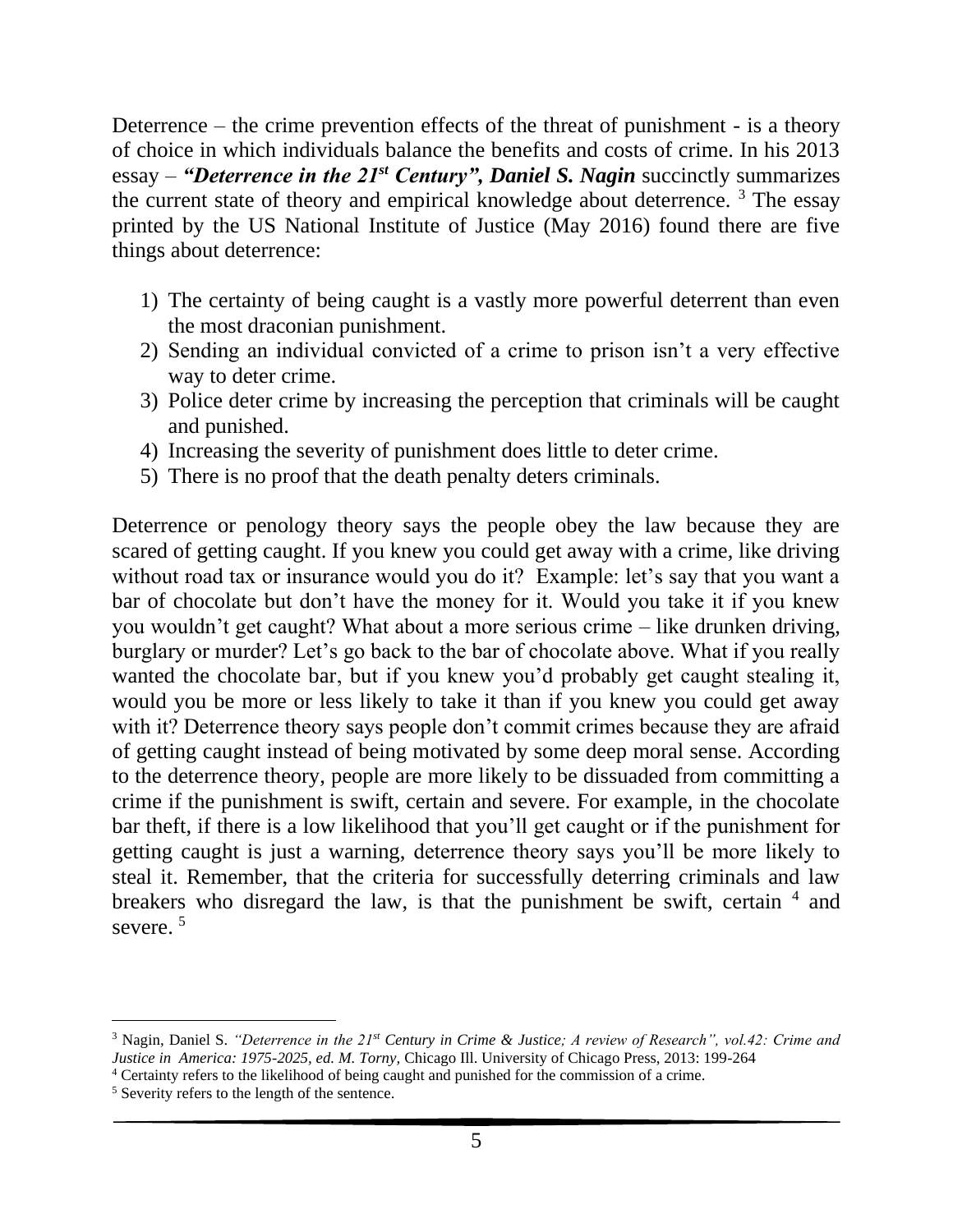Deterrence – the crime prevention effects of the threat of punishment - is a theory of choice in which individuals balance the benefits and costs of crime. In his 2013 essay – ***"Deterrence in the 21st Century", Daniel S. Nagin*** succinctly summarizes the current state of theory and empirical knowledge about deterrence. [3] The essay printed by the US National Institute of Justice (May 2016) found there are five things about deterrence:

1) The certainty of being caught is a vastly more powerful deterrent than even the most draconian punishment.
2) Sending an individual convicted of a crime to prison isn't a very effective way to deter crime.
3) Police deter crime by increasing the perception that criminals will be caught and punished.
4) Increasing the severity of punishment does little to deter crime.
5) There is no proof that the death penalty deters criminals.

Deterrence or penology theory says the people obey the law because they are scared of getting caught. If you knew you could get away with a crime, like driving without road tax or insurance would you do it? Example: let's say that you want a bar of chocolate but don't have the money for it. Would you take it if you knew you wouldn't get caught? What about a more serious crime – like drunken driving, burglary or murder? Let's go back to the bar of chocolate above. What if you really wanted the chocolate bar, but if you knew you'd probably get caught stealing it, would you be more or less likely to take it than if you knew you could get away with it? Deterrence theory says people don't commit crimes because they are afraid of getting caught instead of being motivated by some deep moral sense. According to the deterrence theory, people are more likely to be dissuaded from committing a crime if the punishment is swift, certain and severe. For example, in the chocolate bar theft, if there is a low likelihood that you'll get caught or if the punishment for getting caught is just a warning, deterrence theory says you'll be more likely to steal it. Remember, that the criteria for successfully deterring criminals and law breakers who disregard the law, is that the punishment be swift, certain [4] and severe. [5]

---

[3] Nagin, Daniel S. *"Deterrence in the 21st Century in Crime & Justice; A review of Research", vol.42: Crime and Justice in America: 1975-2025, ed. M. Torny,* Chicago Ill. University of Chicago Press, 2013: 199-264

[4] Certainty refers to the likelihood of being caught and punished for the commission of a crime.

[5] Severity refers to the length of the sentence.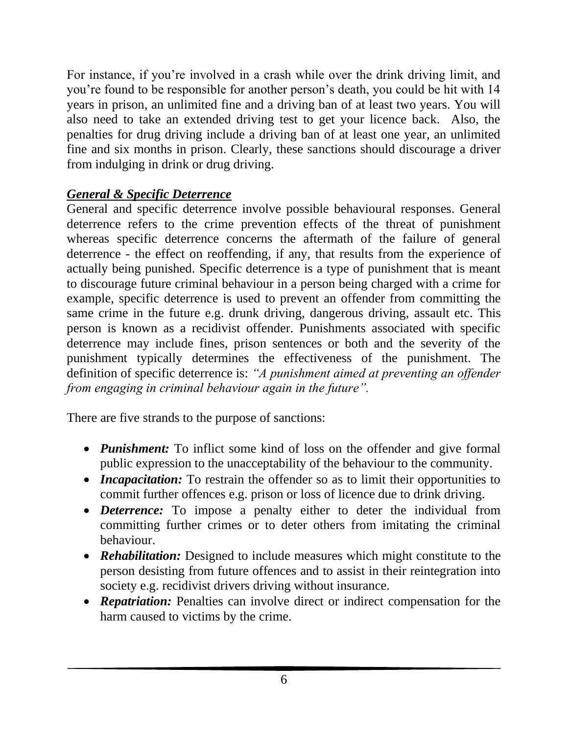For instance, if you're involved in a crash while over the drink driving limit, and you're found to be responsible for another person's death, you could be hit with 14 years in prison, an unlimited fine and a driving ban of at least two years. You will also need to take an extended driving test to get your licence back. Also, the penalties for drug driving include a driving ban of at least one year, an unlimited fine and six months in prison. Clearly, these sanctions should discourage a driver from indulging in drink or drug driving.

***General & Specific Deterrence***

General and specific deterrence involve possible behavioural responses. General deterrence refers to the crime prevention effects of the threat of punishment whereas specific deterrence concerns the aftermath of the failure of general deterrence - the effect on reoffending, if any, that results from the experience of actually being punished. Specific deterrence is a type of punishment that is meant to discourage future criminal behaviour in a person being charged with a crime for example, specific deterrence is used to prevent an offender from committing the same crime in the future e.g. drunk driving, dangerous driving, assault etc. This person is known as a recidivist offender. Punishments associated with specific deterrence may include fines, prison sentences or both and the severity of the punishment typically determines the effectiveness of the punishment. The definition of specific deterrence is: *"A punishment aimed at preventing an offender from engaging in criminal behaviour again in the future".*

There are five strands to the purpose of sanctions:

- ***Punishment:*** To inflict some kind of loss on the offender and give formal public expression to the unacceptability of the behaviour to the community.
- ***Incapacitation:*** To restrain the offender so as to limit their opportunities to commit further offences e.g. prison or loss of licence due to drink driving.
- ***Deterrence:*** To impose a penalty either to deter the individual from committing further crimes or to deter others from imitating the criminal behaviour.
- ***Rehabilitation:*** Designed to include measures which might constitute to the person desisting from future offences and to assist in their reintegration into society e.g. recidivist drivers driving without insurance.
- ***Repatriation:*** Penalties can involve direct or indirect compensation for the harm caused to victims by the crime.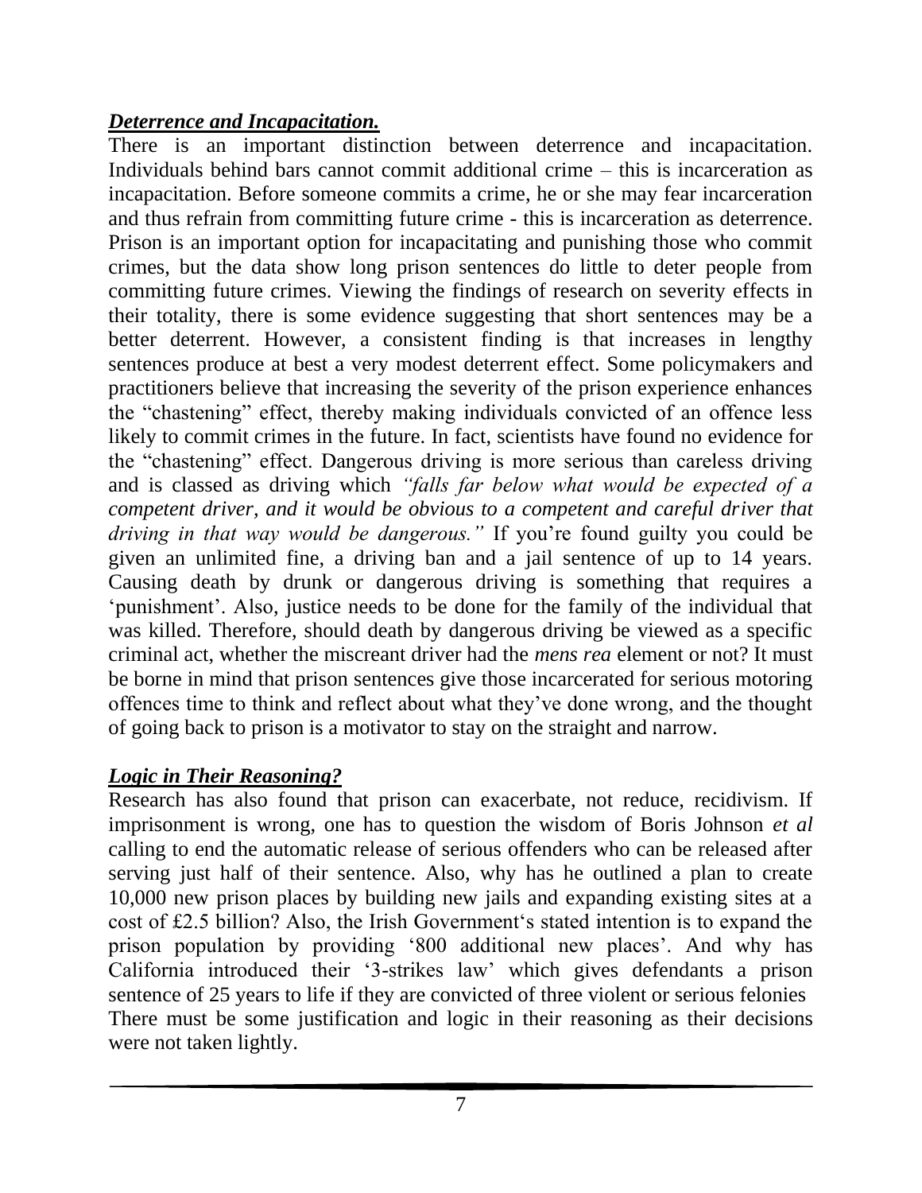***Deterrence and Incapacitation.***

There is an important distinction between deterrence and incapacitation. Individuals behind bars cannot commit additional crime – this is incarceration as incapacitation. Before someone commits a crime, he or she may fear incarceration and thus refrain from committing future crime - this is incarceration as deterrence. Prison is an important option for incapacitating and punishing those who commit crimes, but the data show long prison sentences do little to deter people from committing future crimes. Viewing the findings of research on severity effects in their totality, there is some evidence suggesting that short sentences may be a better deterrent. However, a consistent finding is that increases in lengthy sentences produce at best a very modest deterrent effect. Some policymakers and practitioners believe that increasing the severity of the prison experience enhances the "chastening" effect, thereby making individuals convicted of an offence less likely to commit crimes in the future. In fact, scientists have found no evidence for the "chastening" effect. Dangerous driving is more serious than careless driving and is classed as driving which *"falls far below what would be expected of a competent driver, and it would be obvious to a competent and careful driver that driving in that way would be dangerous."* If you're found guilty you could be given an unlimited fine, a driving ban and a jail sentence of up to 14 years. Causing death by drunk or dangerous driving is something that requires a 'punishment'. Also, justice needs to be done for the family of the individual that was killed. Therefore, should death by dangerous driving be viewed as a specific criminal act, whether the miscreant driver had the *mens rea* element or not? It must be borne in mind that prison sentences give those incarcerated for serious motoring offences time to think and reflect about what they've done wrong, and the thought of going back to prison is a motivator to stay on the straight and narrow.

***Logic in Their Reasoning?***

Research has also found that prison can exacerbate, not reduce, recidivism. If imprisonment is wrong, one has to question the wisdom of Boris Johnson *et al* calling to end the automatic release of serious offenders who can be released after serving just half of their sentence. Also, why has he outlined a plan to create 10,000 new prison places by building new jails and expanding existing sites at a cost of £2.5 billion? Also, the Irish Government's stated intention is to expand the prison population by providing '800 additional new places'. And why has California introduced their '3-strikes law' which gives defendants a prison sentence of 25 years to life if they are convicted of three violent or serious felonies There must be some justification and logic in their reasoning as their decisions were not taken lightly.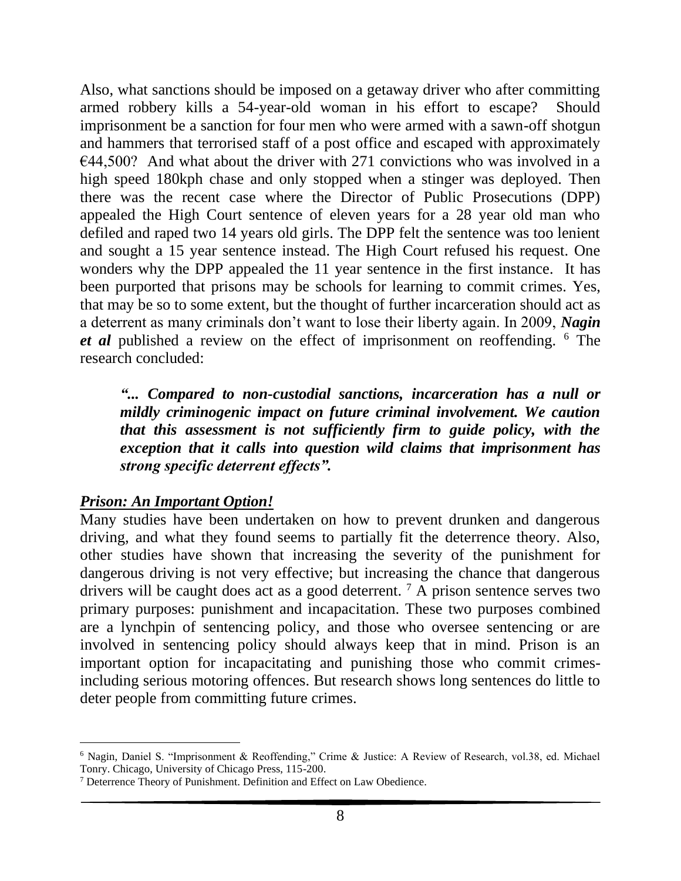Also, what sanctions should be imposed on a getaway driver who after committing armed robbery kills a 54-year-old woman in his effort to escape? Should imprisonment be a sanction for four men who were armed with a sawn-off shotgun and hammers that terrorised staff of a post office and escaped with approximately €44,500? And what about the driver with 271 convictions who was involved in a high speed 180kph chase and only stopped when a stinger was deployed. Then there was the recent case where the Director of Public Prosecutions (DPP) appealed the High Court sentence of eleven years for a 28 year old man who defiled and raped two 14 years old girls. The DPP felt the sentence was too lenient and sought a 15 year sentence instead. The High Court refused his request. One wonders why the DPP appealed the 11 year sentence in the first instance. It has been purported that prisons may be schools for learning to commit crimes. Yes, that may be so to some extent, but the thought of further incarceration should act as a deterrent as many criminals don't want to lose their liberty again. In 2009, ***Nagin et al*** published a review on the effect of imprisonment on reoffending. [6] The research concluded:

> ***"... Compared to non-custodial sanctions, incarceration has a null or mildly criminogenic impact on future criminal involvement. We caution that this assessment is not sufficiently firm to guide policy, with the exception that it calls into question wild claims that imprisonment has strong specific deterrent effects".***

***Prison: An Important Option!***

Many studies have been undertaken on how to prevent drunken and dangerous driving, and what they found seems to partially fit the deterrence theory. Also, other studies have shown that increasing the severity of the punishment for dangerous driving is not very effective; but increasing the chance that dangerous drivers will be caught does act as a good deterrent. [7] A prison sentence serves two primary purposes: punishment and incapacitation. These two purposes combined are a lynchpin of sentencing policy, and those who oversee sentencing or are involved in sentencing policy should always keep that in mind. Prison is an important option for incapacitating and punishing those who commit crimes- including serious motoring offences. But research shows long sentences do little to deter people from committing future crimes.

---

[6] Nagin, Daniel S. "Imprisonment & Reoffending," Crime & Justice: A Review of Research, vol.38, ed. Michael Tonry. Chicago, University of Chicago Press, 115-200.

[7] Deterrence Theory of Punishment. Definition and Effect on Law Obedience.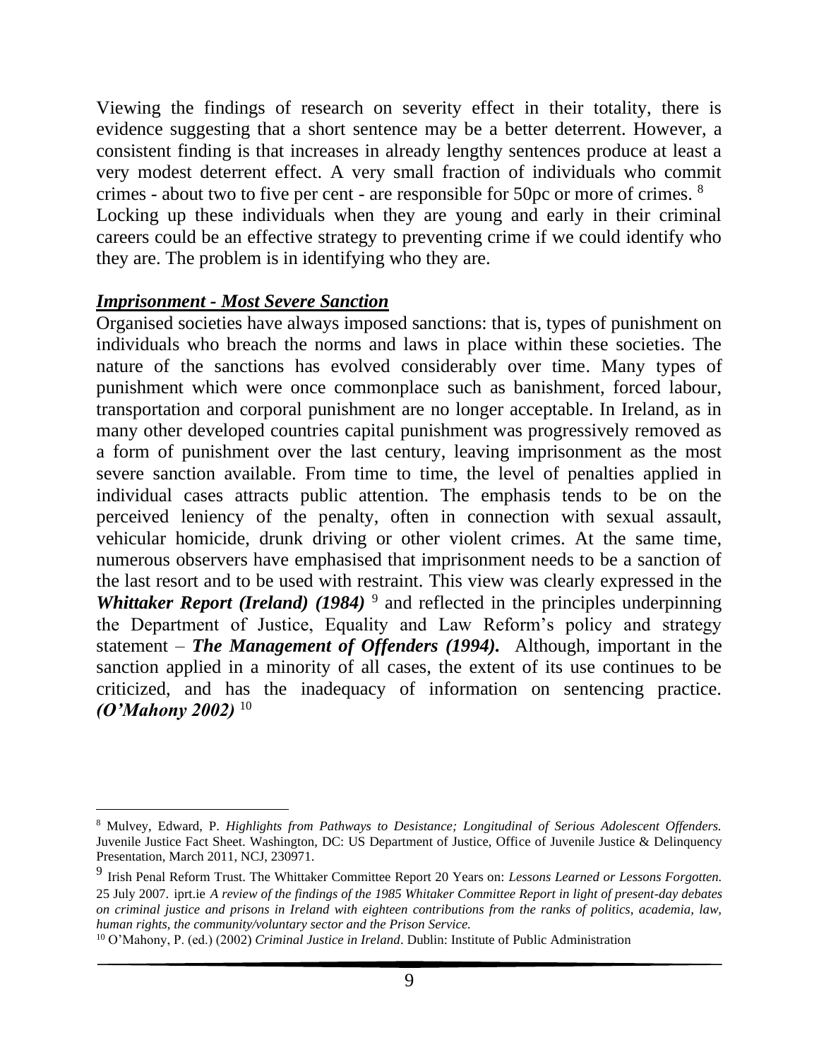Viewing the findings of research on severity effect in their totality, there is evidence suggesting that a short sentence may be a better deterrent. However, a consistent finding is that increases in already lengthy sentences produce at least a very modest deterrent effect. A very small fraction of individuals who commit crimes - about two to five per cent - are responsible for 50pc or more of crimes. [8] Locking up these individuals when they are young and early in their criminal careers could be an effective strategy to preventing crime if we could identify who they are. The problem is in identifying who they are.

***Imprisonment - Most Severe Sanction***

Organised societies have always imposed sanctions: that is, types of punishment on individuals who breach the norms and laws in place within these societies. The nature of the sanctions has evolved considerably over time. Many types of punishment which were once commonplace such as banishment, forced labour, transportation and corporal punishment are no longer acceptable. In Ireland, as in many other developed countries capital punishment was progressively removed as a form of punishment over the last century, leaving imprisonment as the most severe sanction available. From time to time, the level of penalties applied in individual cases attracts public attention. The emphasis tends to be on the perceived leniency of the penalty, often in connection with sexual assault, vehicular homicide, drunk driving or other violent crimes. At the same time, numerous observers have emphasised that imprisonment needs to be a sanction of the last resort and to be used with restraint. This view was clearly expressed in the ***Whittaker Report (Ireland) (1984)*** [9] and reflected in the principles underpinning the Department of Justice, Equality and Law Reform's policy and strategy statement – ***The Management of Offenders (1994).*** Although, important in the sanction applied in a minority of all cases, the extent of its use continues to be criticized, and has the inadequacy of information on sentencing practice. ***(O'Mahony 2002)*** [10]

---

[8] Mulvey, Edward, P. *Highlights from Pathways to Desistance; Longitudinal of Serious Adolescent Offenders.* Juvenile Justice Fact Sheet. Washington, DC: US Department of Justice, Office of Juvenile Justice & Delinquency Presentation, March 2011, NCJ, 230971.

[9] Irish Penal Reform Trust. The Whittaker Committee Report 20 Years on: *Lessons Learned or Lessons Forgotten.* 25 July 2007. iprt.ie *A review of the findings of the 1985 Whitaker Committee Report in light of present-day debates on criminal justice and prisons in Ireland with eighteen contributions from the ranks of politics, academia, law, human rights, the community/voluntary sector and the Prison Service.*

[10] O'Mahony, P. (ed.) (2002) *Criminal Justice in Ireland*. Dublin: Institute of Public Administration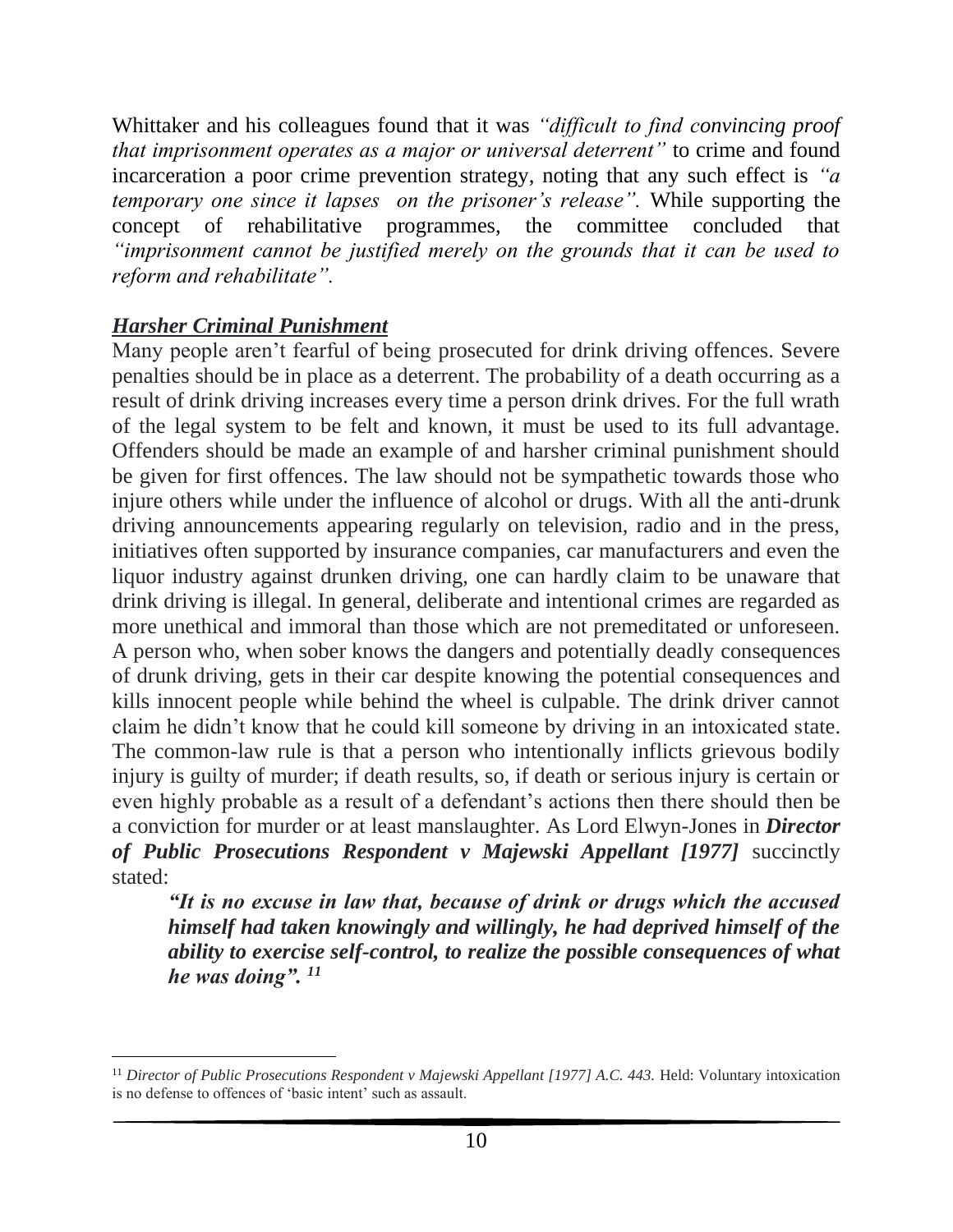Whittaker and his colleagues found that it was *"difficult to find convincing proof that imprisonment operates as a major or universal deterrent"* to crime and found incarceration a poor crime prevention strategy, noting that any such effect is *"a temporary one since it lapses on the prisoner's release".* While supporting the concept of rehabilitative programmes, the committee concluded that *"imprisonment cannot be justified merely on the grounds that it can be used to reform and rehabilitate".*

***Harsher Criminal Punishment***

Many people aren't fearful of being prosecuted for drink driving offences. Severe penalties should be in place as a deterrent. The probability of a death occurring as a result of drink driving increases every time a person drink drives. For the full wrath of the legal system to be felt and known, it must be used to its full advantage. Offenders should be made an example of and harsher criminal punishment should be given for first offences. The law should not be sympathetic towards those who injure others while under the influence of alcohol or drugs. With all the anti-drunk driving announcements appearing regularly on television, radio and in the press, initiatives often supported by insurance companies, car manufacturers and even the liquor industry against drunken driving, one can hardly claim to be unaware that drink driving is illegal. In general, deliberate and intentional crimes are regarded as more unethical and immoral than those which are not premeditated or unforeseen. A person who, when sober knows the dangers and potentially deadly consequences of drunk driving, gets in their car despite knowing the potential consequences and kills innocent people while behind the wheel is culpable. The drink driver cannot claim he didn't know that he could kill someone by driving in an intoxicated state. The common-law rule is that a person who intentionally inflicts grievous bodily injury is guilty of murder; if death results, so, if death or serious injury is certain or even highly probable as a result of a defendant's actions then there should then be a conviction for murder or at least manslaughter. As Lord Elwyn-Jones in ***Director of Public Prosecutions Respondent v Majewski Appellant [1977]*** succinctly stated:

> ***"It is no excuse in law that, because of drink or drugs which the accused himself had taken knowingly and willingly, he had deprived himself of the ability to exercise self-control, to realize the possible consequences of what he was doing".*** [11]

---

[11] *Director of Public Prosecutions Respondent v Majewski Appellant [1977] A.C. 443.* Held: Voluntary intoxication is no defense to offences of 'basic intent' such as assault.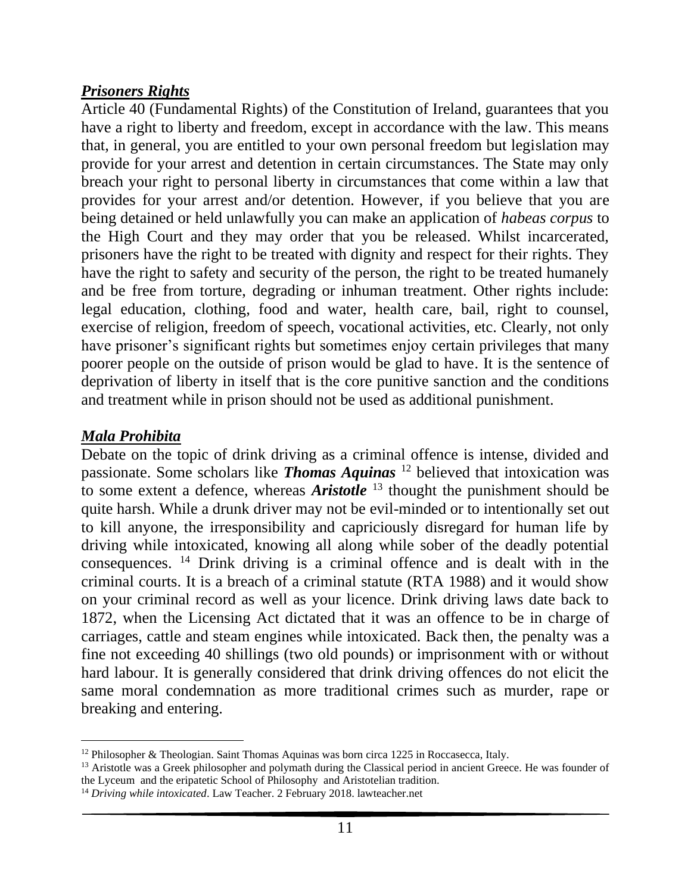### ***Prisoners Rights***

Article 40 (Fundamental Rights) of the Constitution of Ireland, guarantees that you have a right to liberty and freedom, except in accordance with the law. This means that, in general, you are entitled to your own personal freedom but legislation may provide for your arrest and detention in certain circumstances. The State may only breach your right to personal liberty in circumstances that come within a law that provides for your arrest and/or detention. However, if you believe that you are being detained or held unlawfully you can make an application of *habeas corpus* to the High Court and they may order that you be released. Whilst incarcerated, prisoners have the right to be treated with dignity and respect for their rights. They have the right to safety and security of the person, the right to be treated humanely and be free from torture, degrading or inhuman treatment. Other rights include: legal education, clothing, food and water, health care, bail, right to counsel, exercise of religion, freedom of speech, vocational activities, etc. Clearly, not only have prisoner's significant rights but sometimes enjoy certain privileges that many poorer people on the outside of prison would be glad to have. It is the sentence of deprivation of liberty in itself that is the core punitive sanction and the conditions and treatment while in prison should not be used as additional punishment.

### ***Mala Prohibita***

Debate on the topic of drink driving as a criminal offence is intense, divided and passionate. Some scholars like ***Thomas Aquinas*** [12] believed that intoxication was to some extent a defence, whereas ***Aristotle*** [13] thought the punishment should be quite harsh. While a drunk driver may not be evil-minded or to intentionally set out to kill anyone, the irresponsibility and capriciously disregard for human life by driving while intoxicated, knowing all along while sober of the deadly potential consequences. [14] Drink driving is a criminal offence and is dealt with in the criminal courts. It is a breach of a criminal statute (RTA 1988) and it would show on your criminal record as well as your licence. Drink driving laws date back to 1872, when the Licensing Act dictated that it was an offence to be in charge of carriages, cattle and steam engines while intoxicated. Back then, the penalty was a fine not exceeding 40 shillings (two old pounds) or imprisonment with or without hard labour. It is generally considered that drink driving offences do not elicit the same moral condemnation as more traditional crimes such as murder, rape or breaking and entering.

---

[12] Philosopher & Theologian. Saint Thomas Aquinas was born circa 1225 in Roccasecca, Italy.

[13] Aristotle was a Greek philosopher and polymath during the Classical period in ancient Greece. He was founder of the Lyceum and the eripatetic School of Philosophy and Aristotelian tradition.

[14] *Driving while intoxicated*. Law Teacher. 2 February 2018. lawteacher.net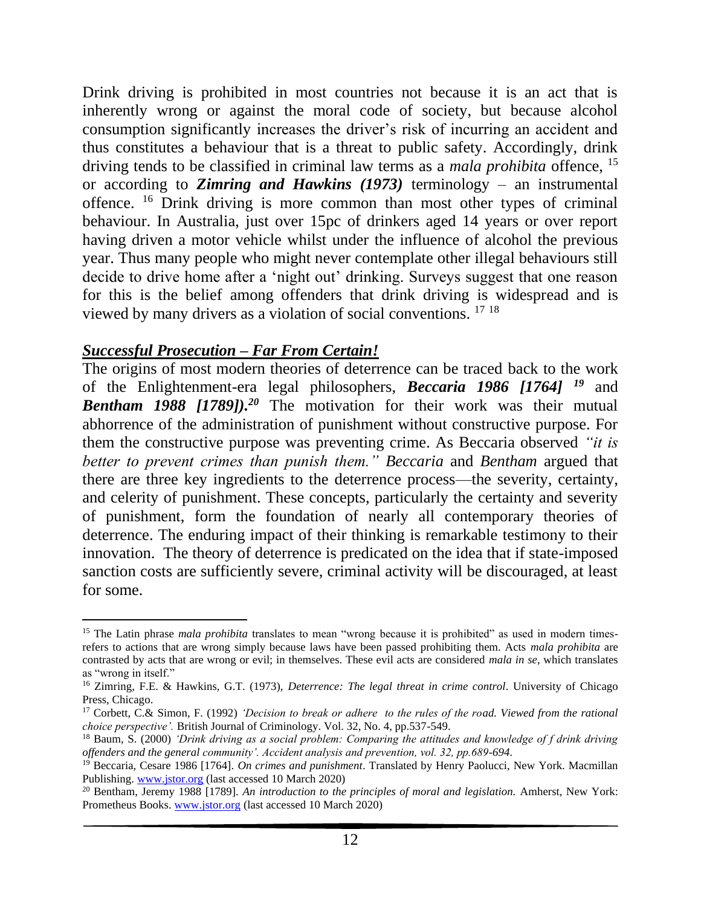Drink driving is prohibited in most countries not because it is an act that is inherently wrong or against the moral code of society, but because alcohol consumption significantly increases the driver's risk of incurring an accident and thus constitutes a behaviour that is a threat to public safety. Accordingly, drink driving tends to be classified in criminal law terms as a *mala prohibita* offence, [15] or according to ***Zimring and Hawkins (1973)*** terminology – an instrumental offence. [16] Drink driving is more common than most other types of criminal behaviour. In Australia, just over 15pc of drinkers aged 14 years or over report having driven a motor vehicle whilst under the influence of alcohol the previous year. Thus many people who might never contemplate other illegal behaviours still decide to drive home after a 'night out' drinking. Surveys suggest that one reason for this is the belief among offenders that drink driving is widespread and is viewed by many drivers as a violation of social conventions. [17] [18]

## ***Successful Prosecution – Far From Certain!***

The origins of most modern theories of deterrence can be traced back to the work of the Enlightenment-era legal philosophers, ***Beccaria 1986 [1764]*** [19] and ***Bentham 1988 [1789]).*** [20] The motivation for their work was their mutual abhorrence of the administration of punishment without constructive purpose. For them the constructive purpose was preventing crime. As Beccaria observed *"it is better to prevent crimes than punish them." Beccaria* and *Bentham* argued that there are three key ingredients to the deterrence process—the severity, certainty, and celerity of punishment. These concepts, particularly the certainty and severity of punishment, form the foundation of nearly all contemporary theories of deterrence. The enduring impact of their thinking is remarkable testimony to their innovation. The theory of deterrence is predicated on the idea that if state-imposed sanction costs are sufficiently severe, criminal activity will be discouraged, at least for some.

---

[15] The Latin phrase *mala prohibita* translates to mean "wrong because it is prohibited" as used in modern times-refers to actions that are wrong simply because laws have been passed prohibiting them. Acts *mala prohibita* are contrasted by acts that are wrong or evil; in themselves. These evil acts are considered *mala in se*, which translates as "wrong in itself."

[16] Zimring, F.E. & Hawkins, G.T. (1973), *Deterrence: The legal threat in crime control*. University of Chicago Press, Chicago.

[17] Corbett, C.& Simon, F. (1992) *'Decision to break or adhere to the rules of the road. Viewed from the rational choice perspective'.* British Journal of Criminology. Vol. 32, No. 4, pp.537-549.

[18] Baum, S. (2000) *'Drink driving as a social problem: Comparing the attitudes and knowledge of f drink driving offenders and the general community'. Accident analysis and prevention, vol. 32, pp.689-694.*

[19] Beccaria, Cesare 1986 [1764]. *On crimes and punishment*. Translated by Henry Paolucci, New York. Macmillan Publishing. www.jstor.org (last accessed 10 March 2020)

[20] Bentham, Jeremy 1988 [1789]. *An introduction to the principles of moral and legislation.* Amherst, New York: Prometheus Books. www.jstor.org (last accessed 10 March 2020)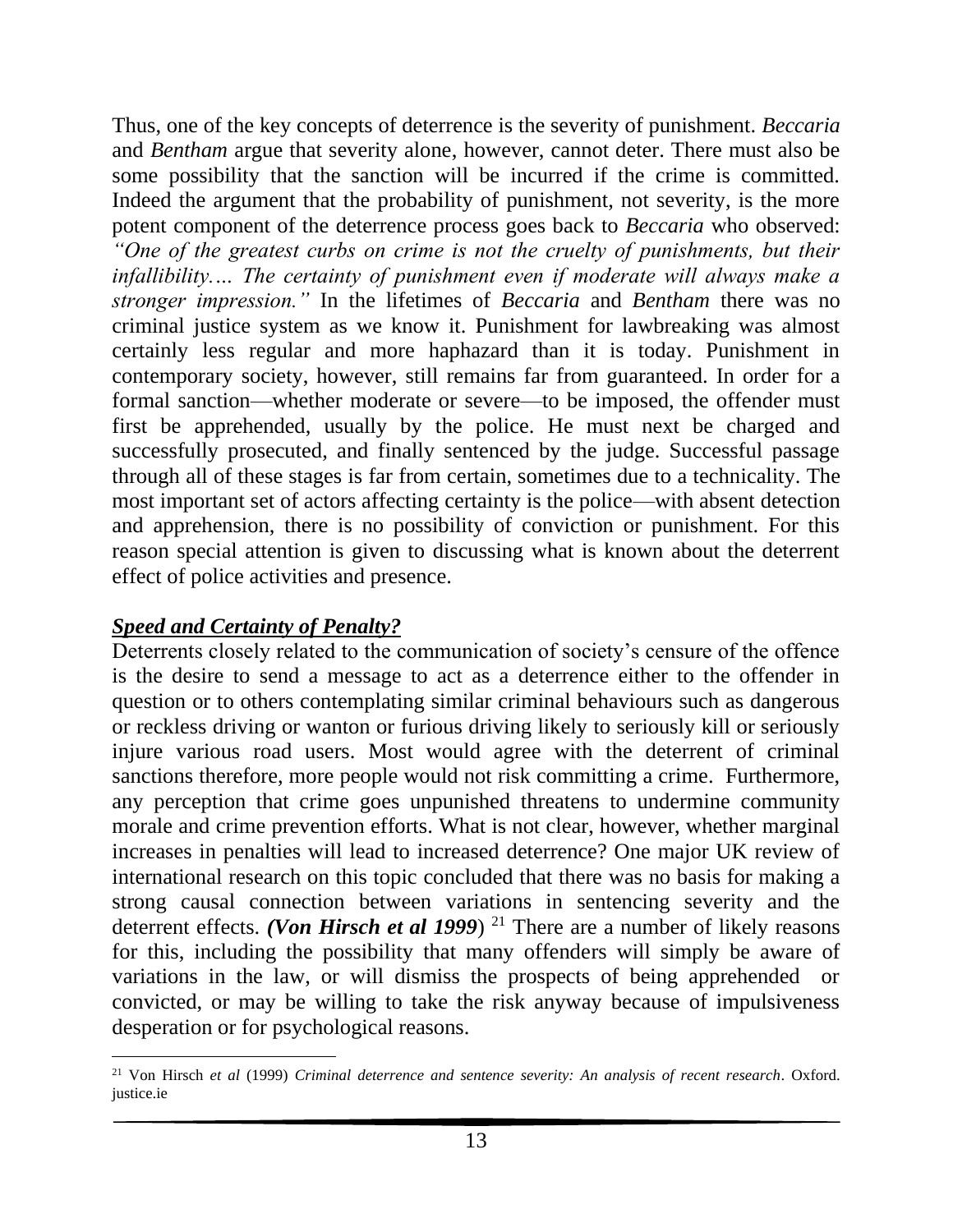Thus, one of the key concepts of deterrence is the severity of punishment. *Beccaria* and *Bentham* argue that severity alone, however, cannot deter. There must also be some possibility that the sanction will be incurred if the crime is committed. Indeed the argument that the probability of punishment, not severity, is the more potent component of the deterrence process goes back to *Beccaria* who observed: *"One of the greatest curbs on crime is not the cruelty of punishments, but their infallibility…. The certainty of punishment even if moderate will always make a stronger impression."* In the lifetimes of *Beccaria* and *Bentham* there was no criminal justice system as we know it. Punishment for lawbreaking was almost certainly less regular and more haphazard than it is today. Punishment in contemporary society, however, still remains far from guaranteed. In order for a formal sanction—whether moderate or severe—to be imposed, the offender must first be apprehended, usually by the police. He must next be charged and successfully prosecuted, and finally sentenced by the judge. Successful passage through all of these stages is far from certain, sometimes due to a technicality. The most important set of actors affecting certainty is the police—with absent detection and apprehension, there is no possibility of conviction or punishment. For this reason special attention is given to discussing what is known about the deterrent effect of police activities and presence.

***Speed and Certainty of Penalty?***

Deterrents closely related to the communication of society's censure of the offence is the desire to send a message to act as a deterrence either to the offender in question or to others contemplating similar criminal behaviours such as dangerous or reckless driving or wanton or furious driving likely to seriously kill or seriously injure various road users. Most would agree with the deterrent of criminal sanctions therefore, more people would not risk committing a crime. Furthermore, any perception that crime goes unpunished threatens to undermine community morale and crime prevention efforts. What is not clear, however, whether marginal increases in penalties will lead to increased deterrence? One major UK review of international research on this topic concluded that there was no basis for making a strong causal connection between variations in sentencing severity and the deterrent effects. ***(Von Hirsch et al 1999***) [21] There are a number of likely reasons for this, including the possibility that many offenders will simply be aware of variations in the law, or will dismiss the prospects of being apprehended or convicted, or may be willing to take the risk anyway because of impulsiveness desperation or for psychological reasons.

---

[21] Von Hirsch *et al* (1999) *Criminal deterrence and sentence severity: An analysis of recent research*. Oxford. justice.ie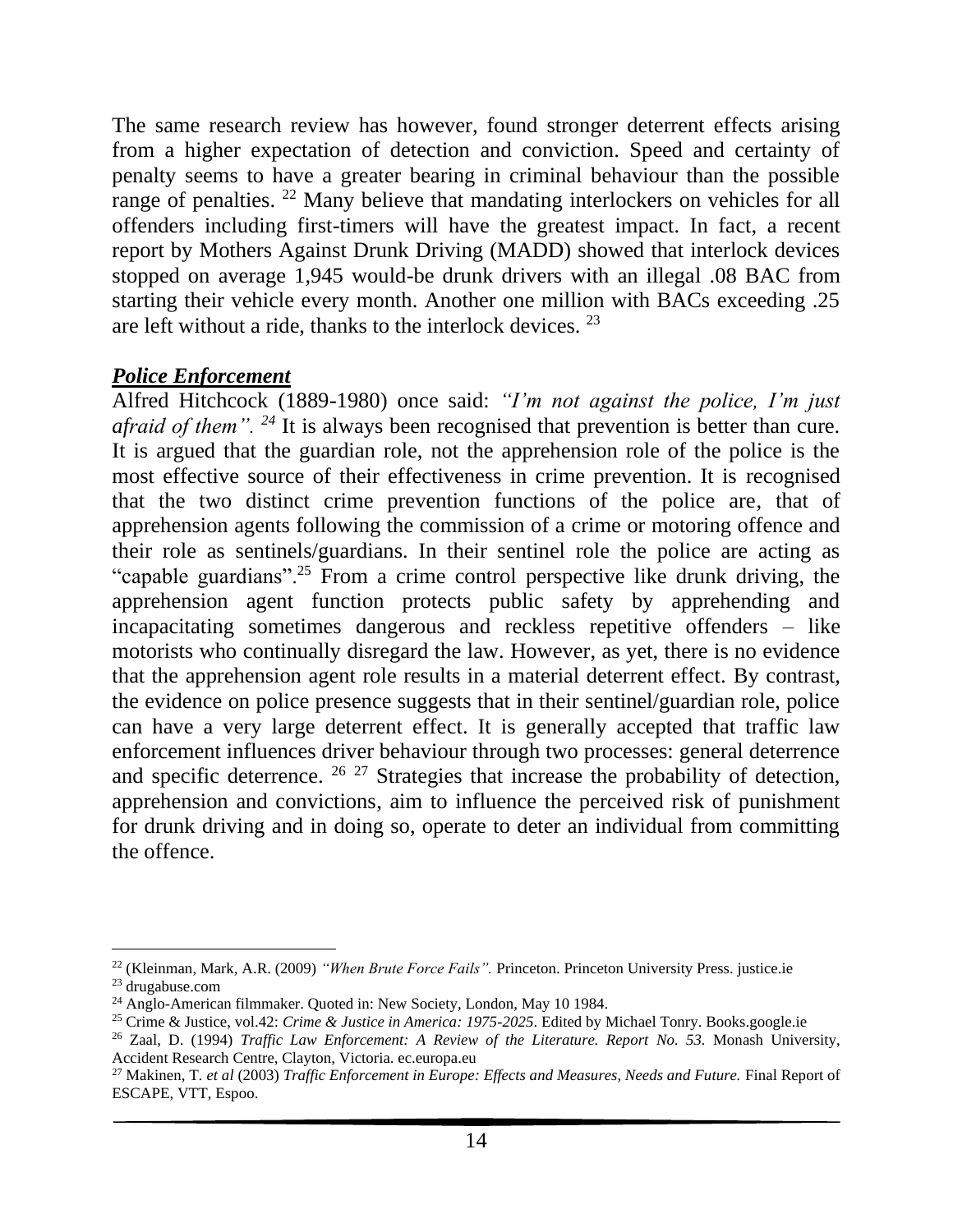The same research review has however, found stronger deterrent effects arising from a higher expectation of detection and conviction. Speed and certainty of penalty seems to have a greater bearing in criminal behaviour than the possible range of penalties. [22] Many believe that mandating interlockers on vehicles for all offenders including first-timers will have the greatest impact. In fact, a recent report by Mothers Against Drunk Driving (MADD) showed that interlock devices stopped on average 1,945 would-be drunk drivers with an illegal .08 BAC from starting their vehicle every month. Another one million with BACs exceeding .25 are left without a ride, thanks to the interlock devices. [23]

***Police Enforcement***

Alfred Hitchcock (1889-1980) once said: *"I'm not against the police, I'm just afraid of them". [24]* It is always been recognised that prevention is better than cure. It is argued that the guardian role, not the apprehension role of the police is the most effective source of their effectiveness in crime prevention. It is recognised that the two distinct crime prevention functions of the police are, that of apprehension agents following the commission of a crime or motoring offence and their role as sentinels/guardians. In their sentinel role the police are acting as "capable guardians".[25] From a crime control perspective like drunk driving, the apprehension agent function protects public safety by apprehending and incapacitating sometimes dangerous and reckless repetitive offenders – like motorists who continually disregard the law. However, as yet, there is no evidence that the apprehension agent role results in a material deterrent effect. By contrast, the evidence on police presence suggests that in their sentinel/guardian role, police can have a very large deterrent effect. It is generally accepted that traffic law enforcement influences driver behaviour through two processes: general deterrence and specific deterrence. [26] [27] Strategies that increase the probability of detection, apprehension and convictions, aim to influence the perceived risk of punishment for drunk driving and in doing so, operate to deter an individual from committing the offence.

---

[22] (Kleinman, Mark, A.R. (2009) *"When Brute Force Fails".* Princeton. Princeton University Press. justice.ie

[23] drugabuse.com

[24] Anglo-American filmmaker. Quoted in: New Society, London, May 10 1984.

[25] Crime & Justice, vol.42: *Crime & Justice in America: 1975-2025*. Edited by Michael Tonry. Books.google.ie

[26] Zaal, D. (1994) *Traffic Law Enforcement: A Review of the Literature. Report No. 53.* Monash University, Accident Research Centre, Clayton, Victoria. ec.europa.eu

[27] Makinen, T. *et al* (2003) *Traffic Enforcement in Europe: Effects and Measures, Needs and Future.* Final Report of ESCAPE, VTT, Espoo.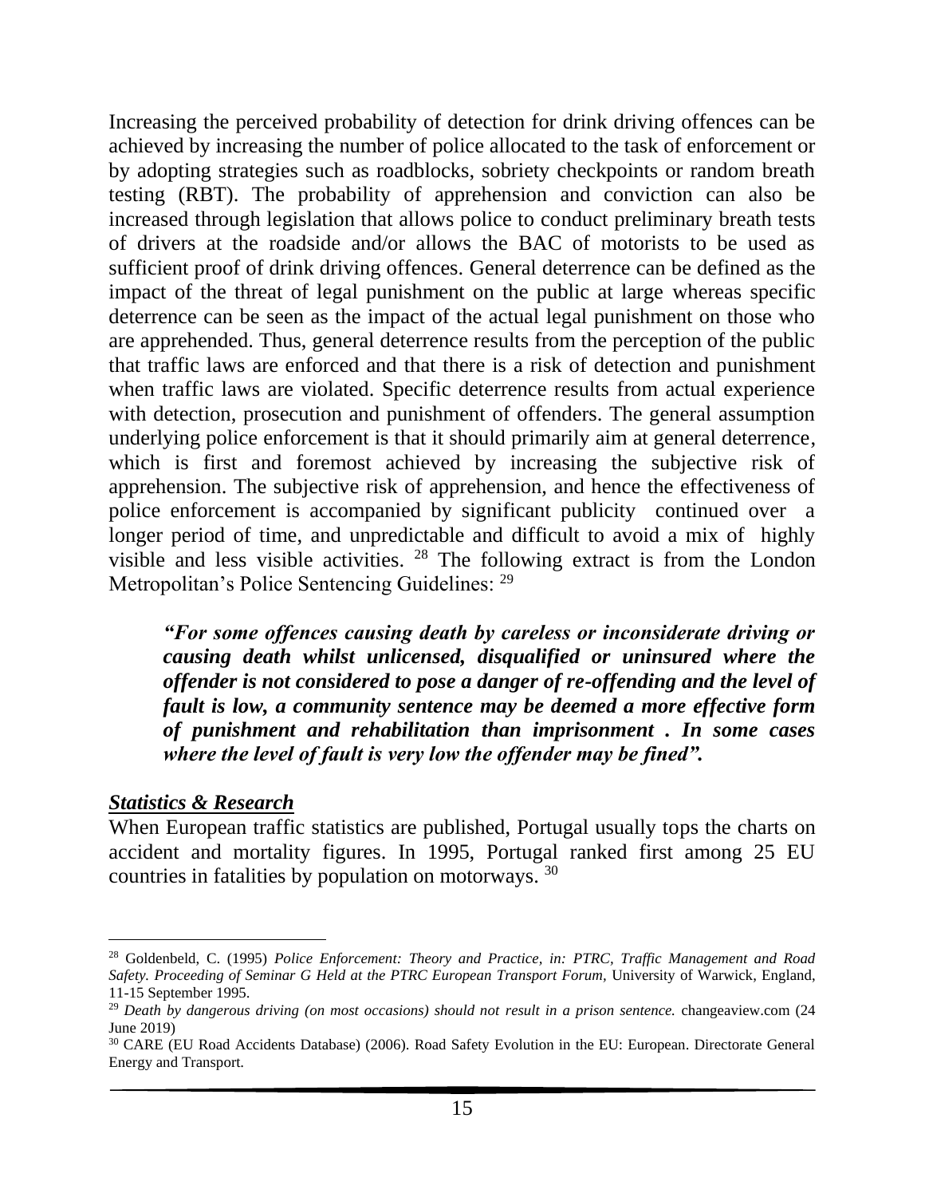Increasing the perceived probability of detection for drink driving offences can be achieved by increasing the number of police allocated to the task of enforcement or by adopting strategies such as roadblocks, sobriety checkpoints or random breath testing (RBT). The probability of apprehension and conviction can also be increased through legislation that allows police to conduct preliminary breath tests of drivers at the roadside and/or allows the BAC of motorists to be used as sufficient proof of drink driving offences. General deterrence can be defined as the impact of the threat of legal punishment on the public at large whereas specific deterrence can be seen as the impact of the actual legal punishment on those who are apprehended. Thus, general deterrence results from the perception of the public that traffic laws are enforced and that there is a risk of detection and punishment when traffic laws are violated. Specific deterrence results from actual experience with detection, prosecution and punishment of offenders. The general assumption underlying police enforcement is that it should primarily aim at general deterrence, which is first and foremost achieved by increasing the subjective risk of apprehension. The subjective risk of apprehension, and hence the effectiveness of police enforcement is accompanied by significant publicity continued over a longer period of time, and unpredictable and difficult to avoid a mix of highly visible and less visible activities. [28] The following extract is from the London Metropolitan's Police Sentencing Guidelines: [29]

> ***"For some offences causing death by careless or inconsiderate driving or causing death whilst unlicensed, disqualified or uninsured where the offender is not considered to pose a danger of re-offending and the level of fault is low, a community sentence may be deemed a more effective form of punishment and rehabilitation than imprisonment . In some cases where the level of fault is very low the offender may be fined".***

***Statistics & Research***

When European traffic statistics are published, Portugal usually tops the charts on accident and mortality figures. In 1995, Portugal ranked first among 25 EU countries in fatalities by population on motorways. [30]

---

[28] Goldenbeld, C. (1995) *Police Enforcement: Theory and Practice, in: PTRC, Traffic Management and Road Safety. Proceeding of Seminar G Held at the PTRC European Transport Forum*, University of Warwick, England, 11-15 September 1995.

[29] *Death by dangerous driving (on most occasions) should not result in a prison sentence.* changeaview.com (24 June 2019)

[30] CARE (EU Road Accidents Database) (2006). Road Safety Evolution in the EU: European. Directorate General Energy and Transport.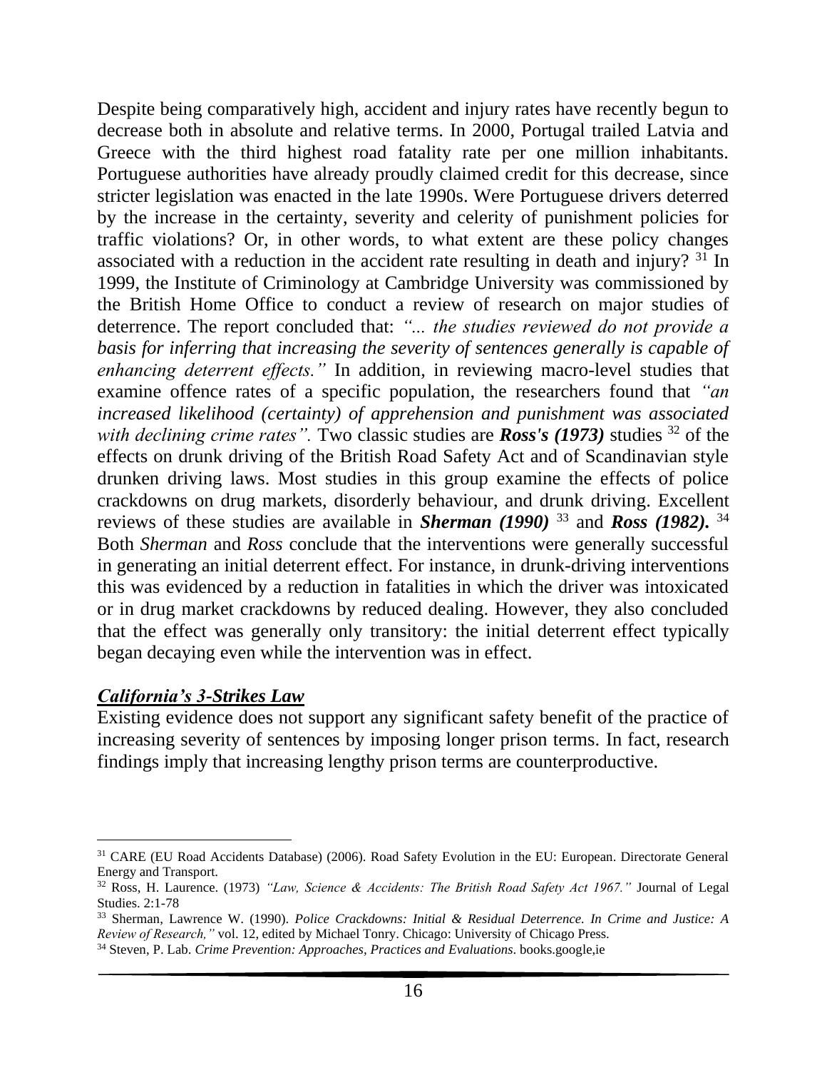Despite being comparatively high, accident and injury rates have recently begun to decrease both in absolute and relative terms. In 2000, Portugal trailed Latvia and Greece with the third highest road fatality rate per one million inhabitants. Portuguese authorities have already proudly claimed credit for this decrease, since stricter legislation was enacted in the late 1990s. Were Portuguese drivers deterred by the increase in the certainty, severity and celerity of punishment policies for traffic violations? Or, in other words, to what extent are these policy changes associated with a reduction in the accident rate resulting in death and injury? [31] In 1999, the Institute of Criminology at Cambridge University was commissioned by the British Home Office to conduct a review of research on major studies of deterrence. The report concluded that: *"... the studies reviewed do not provide a basis for inferring that increasing the severity of sentences generally is capable of enhancing deterrent effects."* In addition, in reviewing macro-level studies that examine offence rates of a specific population, the researchers found that *"an increased likelihood (certainty) of apprehension and punishment was associated with declining crime rates".* Two classic studies are ***Ross's (1973)*** studies [32] of the effects on drunk driving of the British Road Safety Act and of Scandinavian style drunken driving laws. Most studies in this group examine the effects of police crackdowns on drug markets, disorderly behaviour, and drunk driving. Excellent reviews of these studies are available in ***Sherman (1990)*** [33] and ***Ross (1982).*** [34] Both *Sherman* and *Ross* conclude that the interventions were generally successful in generating an initial deterrent effect. For instance, in drunk-driving interventions this was evidenced by a reduction in fatalities in which the driver was intoxicated or in drug market crackdowns by reduced dealing. However, they also concluded that the effect was generally only transitory: the initial deterrent effect typically began decaying even while the intervention was in effect.

### ***California's 3-Strikes Law***

Existing evidence does not support any significant safety benefit of the practice of increasing severity of sentences by imposing longer prison terms. In fact, research findings imply that increasing lengthy prison terms are counterproductive.

---

[31] CARE (EU Road Accidents Database) (2006). Road Safety Evolution in the EU: European. Directorate General Energy and Transport.

[32] Ross, H. Laurence. (1973) *"Law, Science & Accidents: The British Road Safety Act 1967."* Journal of Legal Studies. 2:1-78

[33] Sherman, Lawrence W. (1990). *Police Crackdowns: Initial & Residual Deterrence. In Crime and Justice: A Review of Research,"* vol. 12, edited by Michael Tonry. Chicago: University of Chicago Press.

[34] Steven, P. Lab. *Crime Prevention: Approaches, Practices and Evaluations*. books.google,ie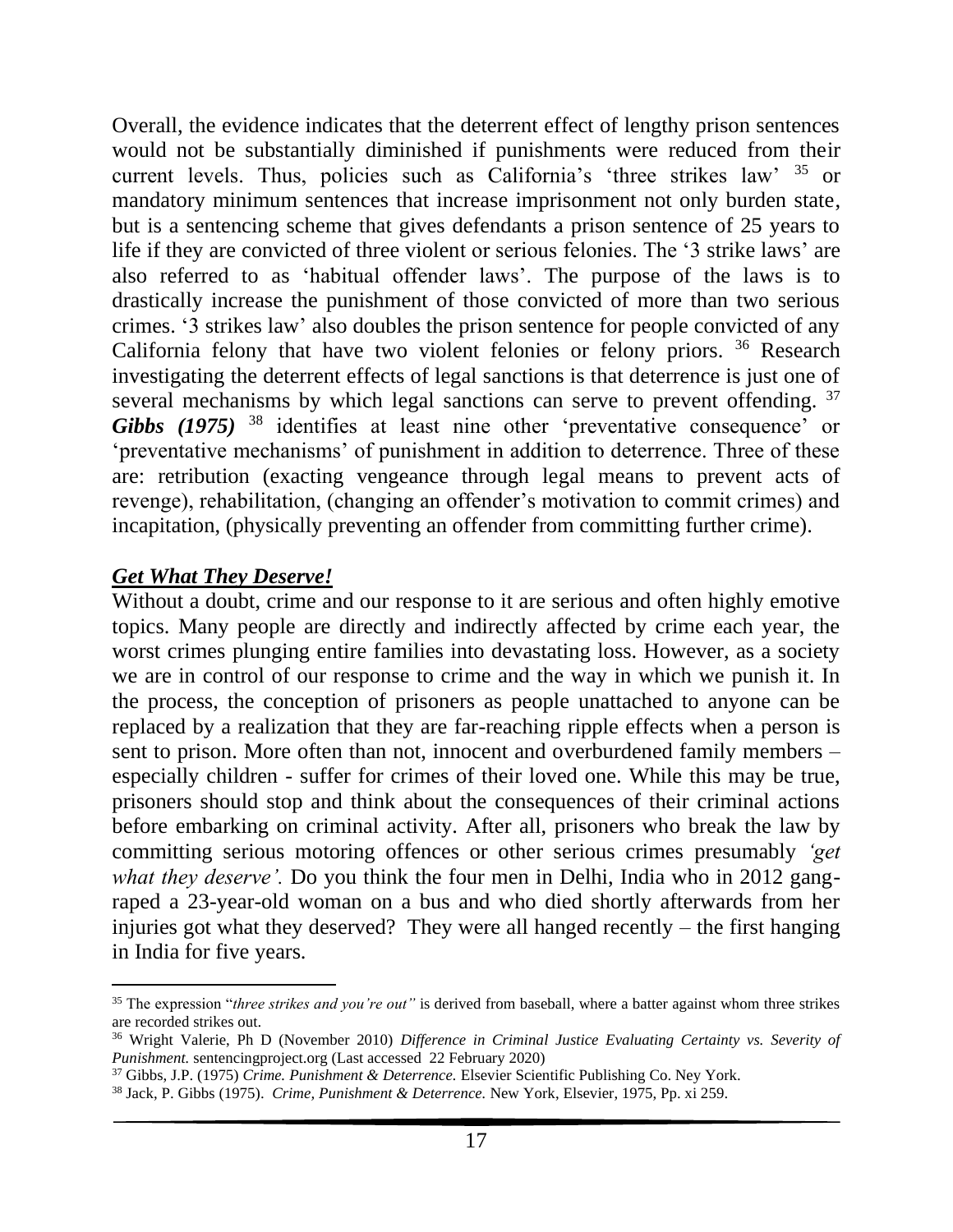Overall, the evidence indicates that the deterrent effect of lengthy prison sentences would not be substantially diminished if punishments were reduced from their current levels. Thus, policies such as California's 'three strikes law' [35] or mandatory minimum sentences that increase imprisonment not only burden state, but is a sentencing scheme that gives defendants a prison sentence of 25 years to life if they are convicted of three violent or serious felonies. The '3 strike laws' are also referred to as 'habitual offender laws'. The purpose of the laws is to drastically increase the punishment of those convicted of more than two serious crimes. '3 strikes law' also doubles the prison sentence for people convicted of any California felony that have two violent felonies or felony priors. [36] Research investigating the deterrent effects of legal sanctions is that deterrence is just one of several mechanisms by which legal sanctions can serve to prevent offending. [37] ***Gibbs (1975)*** [38] identifies at least nine other 'preventative consequence' or 'preventative mechanisms' of punishment in addition to deterrence. Three of these are: retribution (exacting vengeance through legal means to prevent acts of revenge), rehabilitation, (changing an offender's motivation to commit crimes) and incapitation, (physically preventing an offender from committing further crime).

## ***Get What They Deserve!***

Without a doubt, crime and our response to it are serious and often highly emotive topics. Many people are directly and indirectly affected by crime each year, the worst crimes plunging entire families into devastating loss. However, as a society we are in control of our response to crime and the way in which we punish it. In the process, the conception of prisoners as people unattached to anyone can be replaced by a realization that they are far-reaching ripple effects when a person is sent to prison. More often than not, innocent and overburdened family members – especially children - suffer for crimes of their loved one. While this may be true, prisoners should stop and think about the consequences of their criminal actions before embarking on criminal activity. After all, prisoners who break the law by committing serious motoring offences or other serious crimes presumably *'get what they deserve'.* Do you think the four men in Delhi, India who in 2012 gang-raped a 23-year-old woman on a bus and who died shortly afterwards from her injuries got what they deserved? They were all hanged recently – the first hanging in India for five years.

---

[35] The expression "*three strikes and you're out"* is derived from baseball, where a batter against whom three strikes are recorded strikes out.

[36] Wright Valerie, Ph D (November 2010) *Difference in Criminal Justice Evaluating Certainty vs. Severity of Punishment.* sentencingproject.org (Last accessed 22 February 2020)

[37] Gibbs, J.P. (1975) *Crime. Punishment & Deterrence.* Elsevier Scientific Publishing Co. Ney York.

[38] Jack, P. Gibbs (1975). *Crime, Punishment & Deterrence.* New York, Elsevier, 1975, Pp. xi 259.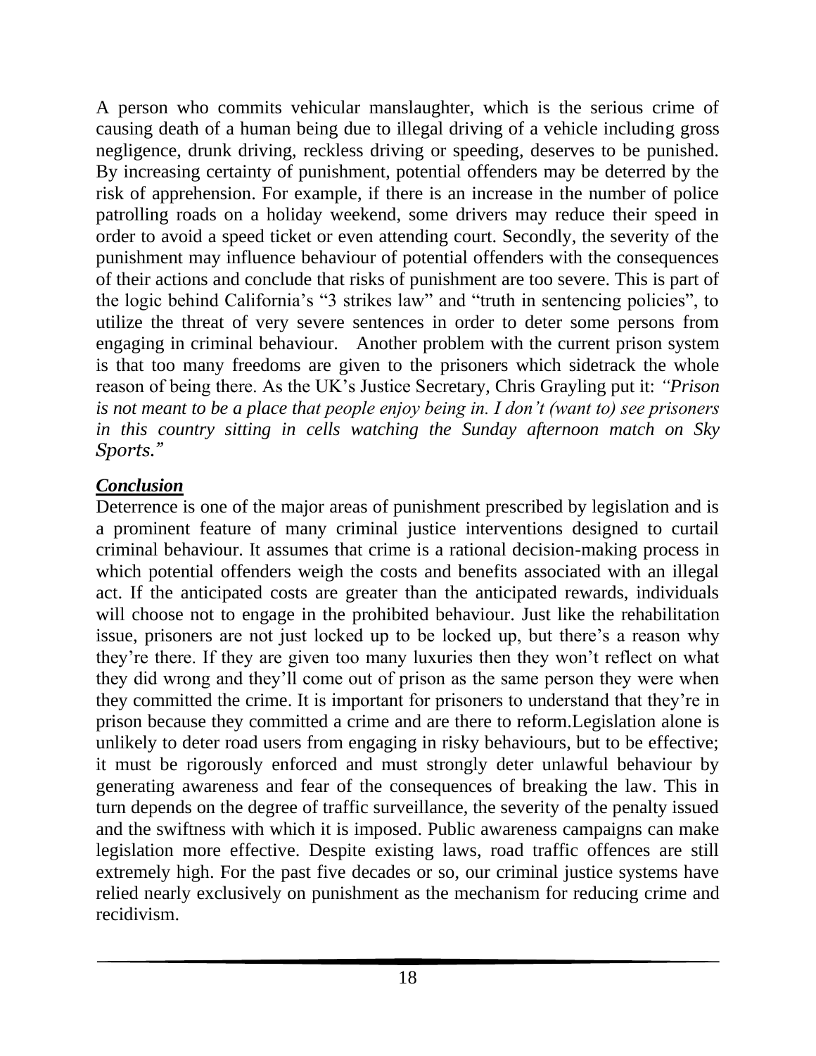A person who commits vehicular manslaughter, which is the serious crime of causing death of a human being due to illegal driving of a vehicle including gross negligence, drunk driving, reckless driving or speeding, deserves to be punished. By increasing certainty of punishment, potential offenders may be deterred by the risk of apprehension. For example, if there is an increase in the number of police patrolling roads on a holiday weekend, some drivers may reduce their speed in order to avoid a speed ticket or even attending court. Secondly, the severity of the punishment may influence behaviour of potential offenders with the consequences of their actions and conclude that risks of punishment are too severe. This is part of the logic behind California's "3 strikes law" and "truth in sentencing policies", to utilize the threat of very severe sentences in order to deter some persons from engaging in criminal behaviour. Another problem with the current prison system is that too many freedoms are given to the prisoners which sidetrack the whole reason of being there. As the UK's Justice Secretary, Chris Grayling put it: *"Prison is not meant to be a place that people enjoy being in. I don't (want to) see prisoners in this country sitting in cells watching the Sunday afternoon match on Sky Sports."*

## ***Conclusion***

Deterrence is one of the major areas of punishment prescribed by legislation and is a prominent feature of many criminal justice interventions designed to curtail criminal behaviour. It assumes that crime is a rational decision-making process in which potential offenders weigh the costs and benefits associated with an illegal act. If the anticipated costs are greater than the anticipated rewards, individuals will choose not to engage in the prohibited behaviour. Just like the rehabilitation issue, prisoners are not just locked up to be locked up, but there's a reason why they're there. If they are given too many luxuries then they won't reflect on what they did wrong and they'll come out of prison as the same person they were when they committed the crime. It is important for prisoners to understand that they're in prison because they committed a crime and are there to reform.Legislation alone is unlikely to deter road users from engaging in risky behaviours, but to be effective; it must be rigorously enforced and must strongly deter unlawful behaviour by generating awareness and fear of the consequences of breaking the law. This in turn depends on the degree of traffic surveillance, the severity of the penalty issued and the swiftness with which it is imposed. Public awareness campaigns can make legislation more effective. Despite existing laws, road traffic offences are still extremely high. For the past five decades or so, our criminal justice systems have relied nearly exclusively on punishment as the mechanism for reducing crime and recidivism.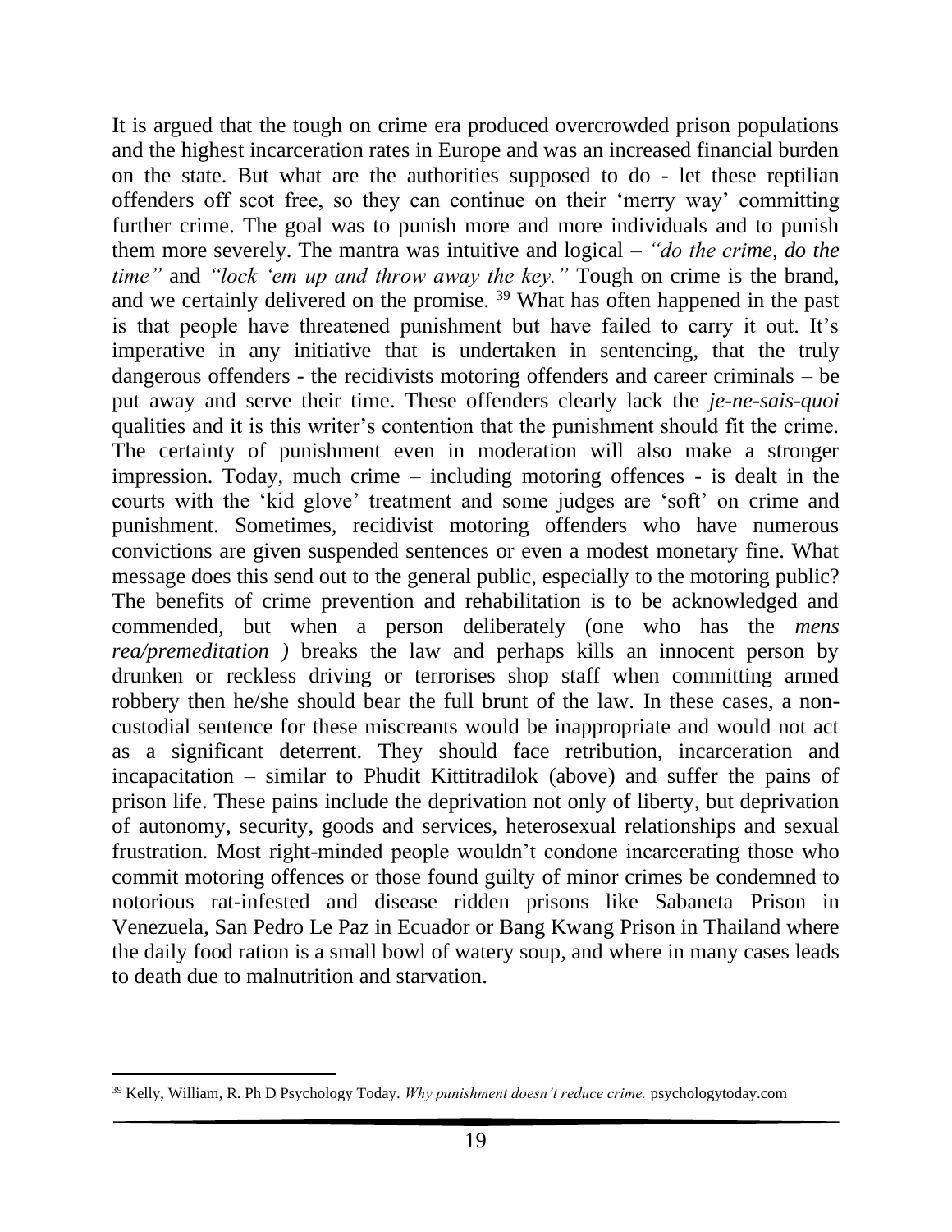It is argued that the tough on crime era produced overcrowded prison populations and the highest incarceration rates in Europe and was an increased financial burden on the state. But what are the authorities supposed to do - let these reptilian offenders off scot free, so they can continue on their 'merry way' committing further crime. The goal was to punish more and more individuals and to punish them more severely. The mantra was intuitive and logical – *"do the crime, do the time"* and *"lock 'em up and throw away the key."* Tough on crime is the brand, and we certainly delivered on the promise. [39] What has often happened in the past is that people have threatened punishment but have failed to carry it out. It's imperative in any initiative that is undertaken in sentencing, that the truly dangerous offenders - the recidivists motoring offenders and career criminals – be put away and serve their time. These offenders clearly lack the ***je-ne-sais-quoi*** qualities and it is this writer's contention that the punishment should fit the crime. The certainty of punishment even in moderation will also make a stronger impression. Today, much crime – including motoring offences - is dealt in the courts with the 'kid glove' treatment and some judges are 'soft' on crime and punishment. Sometimes, recidivist motoring offenders who have numerous convictions are given suspended sentences or even a modest monetary fine. What message does this send out to the general public, especially to the motoring public? The benefits of crime prevention and rehabilitation is to be acknowledged and commended, but when a person deliberately (one who has the *mens rea/premeditation )* breaks the law and perhaps kills an innocent person by drunken or reckless driving or terrorises shop staff when committing armed robbery then he/she should bear the full brunt of the law. In these cases, a non-custodial sentence for these miscreants would be inappropriate and would not act as a significant deterrent. They should face retribution, incarceration and incapacitation – similar to Phudit Kittitradilok (above) and suffer the pains of prison life. These pains include the deprivation not only of liberty, but deprivation of autonomy, security, goods and services, heterosexual relationships and sexual frustration. Most right-minded people wouldn't condone incarcerating those who commit motoring offences or those found guilty of minor crimes be condemned to notorious rat-infested and disease ridden prisons like Sabaneta Prison in Venezuela, San Pedro Le Paz in Ecuador or Bang Kwang Prison in Thailand where the daily food ration is a small bowl of watery soup, and where in many cases leads to death due to malnutrition and starvation.

---

[39] Kelly, William, R. Ph D Psychology Today. *Why punishment doesn't reduce crime.* psychologytoday.com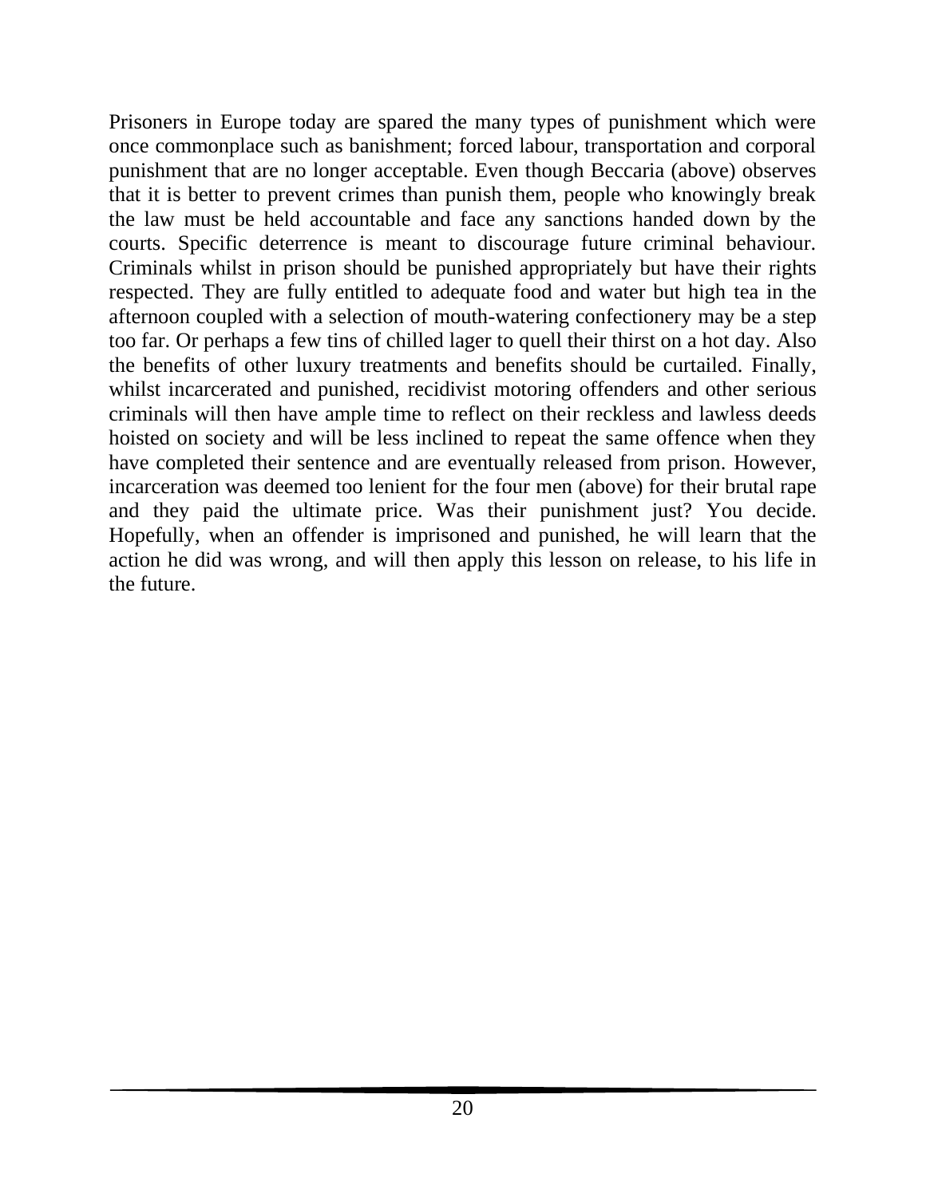Prisoners in Europe today are spared the many types of punishment which were once commonplace such as banishment; forced labour, transportation and corporal punishment that are no longer acceptable. Even though Beccaria (above) observes that it is better to prevent crimes than punish them, people who knowingly break the law must be held accountable and face any sanctions handed down by the courts. Specific deterrence is meant to discourage future criminal behaviour. Criminals whilst in prison should be punished appropriately but have their rights respected. They are fully entitled to adequate food and water but high tea in the afternoon coupled with a selection of mouth-watering confectionery may be a step too far. Or perhaps a few tins of chilled lager to quell their thirst on a hot day. Also the benefits of other luxury treatments and benefits should be curtailed. Finally, whilst incarcerated and punished, recidivist motoring offenders and other serious criminals will then have ample time to reflect on their reckless and lawless deeds hoisted on society and will be less inclined to repeat the same offence when they have completed their sentence and are eventually released from prison. However, incarceration was deemed too lenient for the four men (above) for their brutal rape and they paid the ultimate price. Was their punishment just? You decide. Hopefully, when an offender is imprisoned and punished, he will learn that the action he did was wrong, and will then apply this lesson on release, to his life in the future.